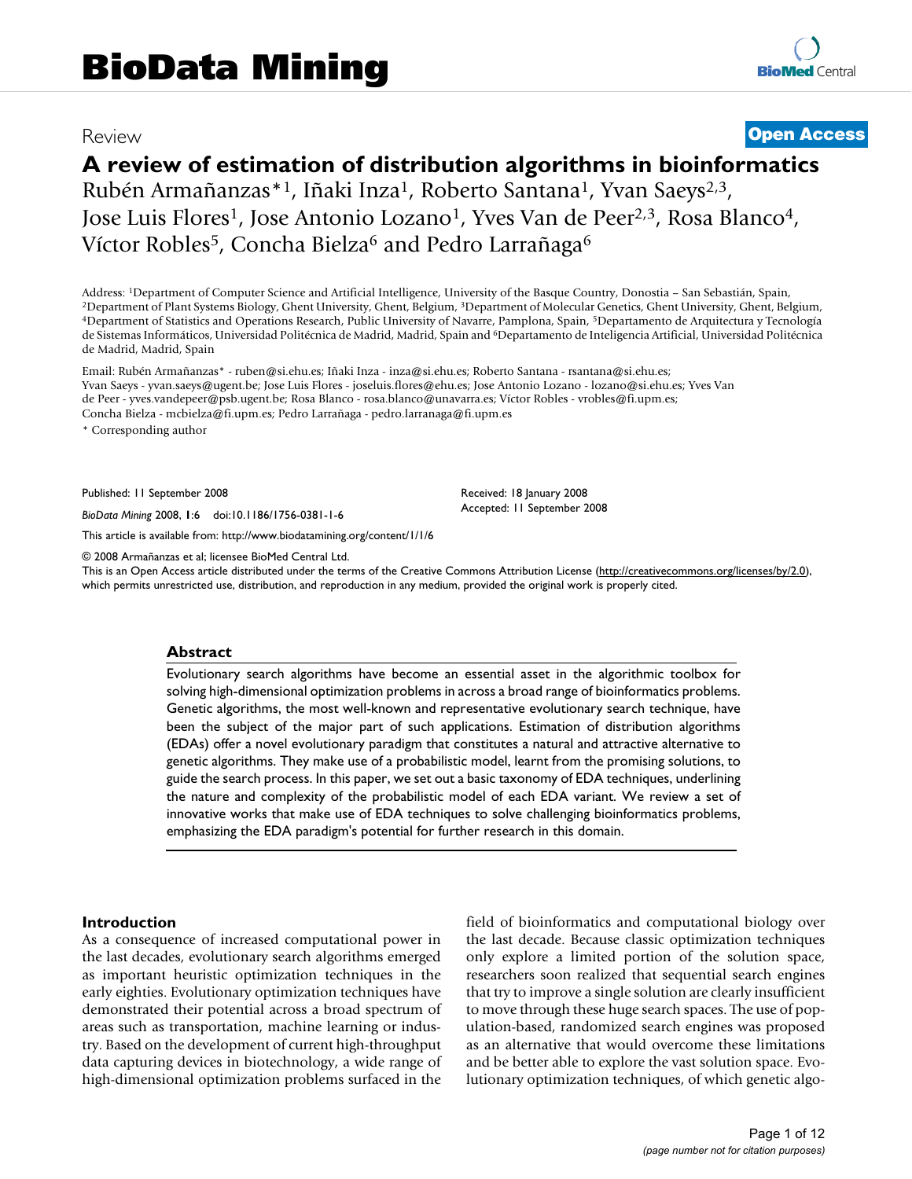BioData Mining

Review

**Open Access**

# A review of estimation of distribution algorithms in bioinformatics

Rubén Armañanzas*[1], Iñaki Inza[1], Roberto Santana[1], Yvan Saeys[2,3], Jose Luis Flores[1], Jose Antonio Lozano[1], Yves Van de Peer[2,3], Rosa Blanco[4], Víctor Robles[5], Concha Bielza[6] and Pedro Larrañaga[6]

Address: [1]Department of Computer Science and Artificial Intelligence, University of the Basque Country, Donostia – San Sebastián, Spain, [2]Department of Plant Systems Biology, Ghent University, Ghent, Belgium, [3]Department of Molecular Genetics, Ghent University, Ghent, Belgium, [4]Department of Statistics and Operations Research, Public University of Navarre, Pamplona, Spain, [5]Departamento de Arquitectura y Tecnología de Sistemas Informáticos, Universidad Politécnica de Madrid, Madrid, Spain and [6]Departamento de Inteligencia Artificial, Universidad Politécnica de Madrid, Madrid, Spain

Email: Rubén Armañanzas* - ruben@si.ehu.es; Iñaki Inza - inza@si.ehu.es; Roberto Santana - rsantana@si.ehu.es; Yvan Saeys - yvan.saeys@ugent.be; Jose Luis Flores - joseluis.flores@ehu.es; Jose Antonio Lozano - lozano@si.ehu.es; Yves Van de Peer - yves.vandepeer@psb.ugent.be; Rosa Blanco - rosa.blanco@unavarra.es; Víctor Robles - vrobles@fi.upm.es; Concha Bielza - mcbielza@fi.upm.es; Pedro Larrañaga - pedro.larranaga@fi.upm.es

* Corresponding author

Published: 11 September 2008

*BioData Mining* 2008, **1**:6 doi:10.1186/1756-0381-1-6

Received: 18 January 2008
Accepted: 11 September 2008

This article is available from: http://www.biodatamining.org/content/1/1/6

© 2008 Armañanzas et al; licensee BioMed Central Ltd.
This is an Open Access article distributed under the terms of the Creative Commons Attribution License (http://creativecommons.org/licenses/by/2.0), which permits unrestricted use, distribution, and reproduction in any medium, provided the original work is properly cited.

## Abstract

Evolutionary search algorithms have become an essential asset in the algorithmic toolbox for solving high-dimensional optimization problems in across a broad range of bioinformatics problems. Genetic algorithms, the most well-known and representative evolutionary search technique, have been the subject of the major part of such applications. Estimation of distribution algorithms (EDAs) offer a novel evolutionary paradigm that constitutes a natural and attractive alternative to genetic algorithms. They make use of a probabilistic model, learnt from the promising solutions, to guide the search process. In this paper, we set out a basic taxonomy of EDA techniques, underlining the nature and complexity of the probabilistic model of each EDA variant. We review a set of innovative works that make use of EDA techniques to solve challenging bioinformatics problems, emphasizing the EDA paradigm's potential for further research in this domain.

## Introduction

As a consequence of increased computational power in the last decades, evolutionary search algorithms emerged as important heuristic optimization techniques in the early eighties. Evolutionary optimization techniques have demonstrated their potential across a broad spectrum of areas such as transportation, machine learning or industry. Based on the development of current high-throughput data capturing devices in biotechnology, a wide range of high-dimensional optimization problems surfaced in the field of bioinformatics and computational biology over the last decade. Because classic optimization techniques only explore a limited portion of the solution space, researchers soon realized that sequential search engines that try to improve a single solution are clearly insufficient to move through these huge search spaces. The use of population-based, randomized search engines was proposed as an alternative that would overcome these limitations and be better able to explore the vast solution space. Evolutionary optimization techniques, of which genetic algo-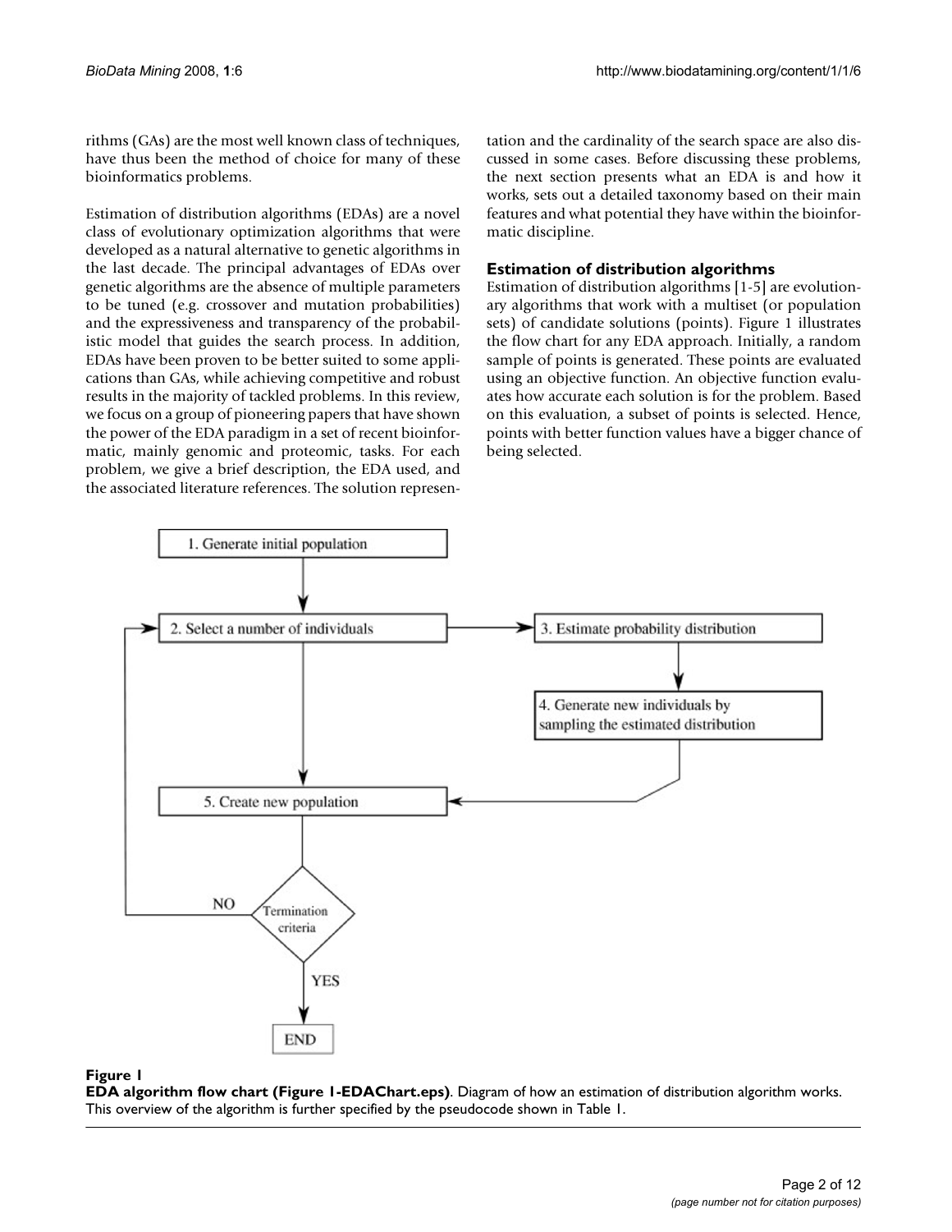rithms (GAs) are the most well known class of techniques, have thus been the method of choice for many of these bioinformatics problems.

Estimation of distribution algorithms (EDAs) are a novel class of evolutionary optimization algorithms that were developed as a natural alternative to genetic algorithms in the last decade. The principal advantages of EDAs over genetic algorithms are the absence of multiple parameters to be tuned (e.g. crossover and mutation probabilities) and the expressiveness and transparency of the probabilistic model that guides the search process. In addition, EDAs have been proven to be better suited to some applications than GAs, while achieving competitive and robust results in the majority of tackled problems. In this review, we focus on a group of pioneering papers that have shown the power of the EDA paradigm in a set of recent bioinformatic, mainly genomic and proteomic, tasks. For each problem, we give a brief description, the EDA used, and the associated literature references. The solution representation and the cardinality of the search space are also discussed in some cases. Before discussing these problems, the next section presents what an EDA is and how it works, sets out a detailed taxonomy based on their main features and what potential they have within the bioinformatic discipline.

## Estimation of distribution algorithms

Estimation of distribution algorithms [1-5] are evolutionary algorithms that work with a multiset (or population sets) of candidate solutions (points). Figure 1 illustrates the flow chart for any EDA approach. Initially, a random sample of points is generated. These points are evaluated using an objective function. An objective function evaluates how accurate each solution is for the problem. Based on this evaluation, a subset of points is selected. Hence, points with better function values have a bigger chance of being selected.

**Figure 1**

**EDA algorithm flow chart (Figure 1-EDAChart.eps)**. Diagram of how an estimation of distribution algorithm works. This overview of the algorithm is further specified by the pseudocode shown in Table 1.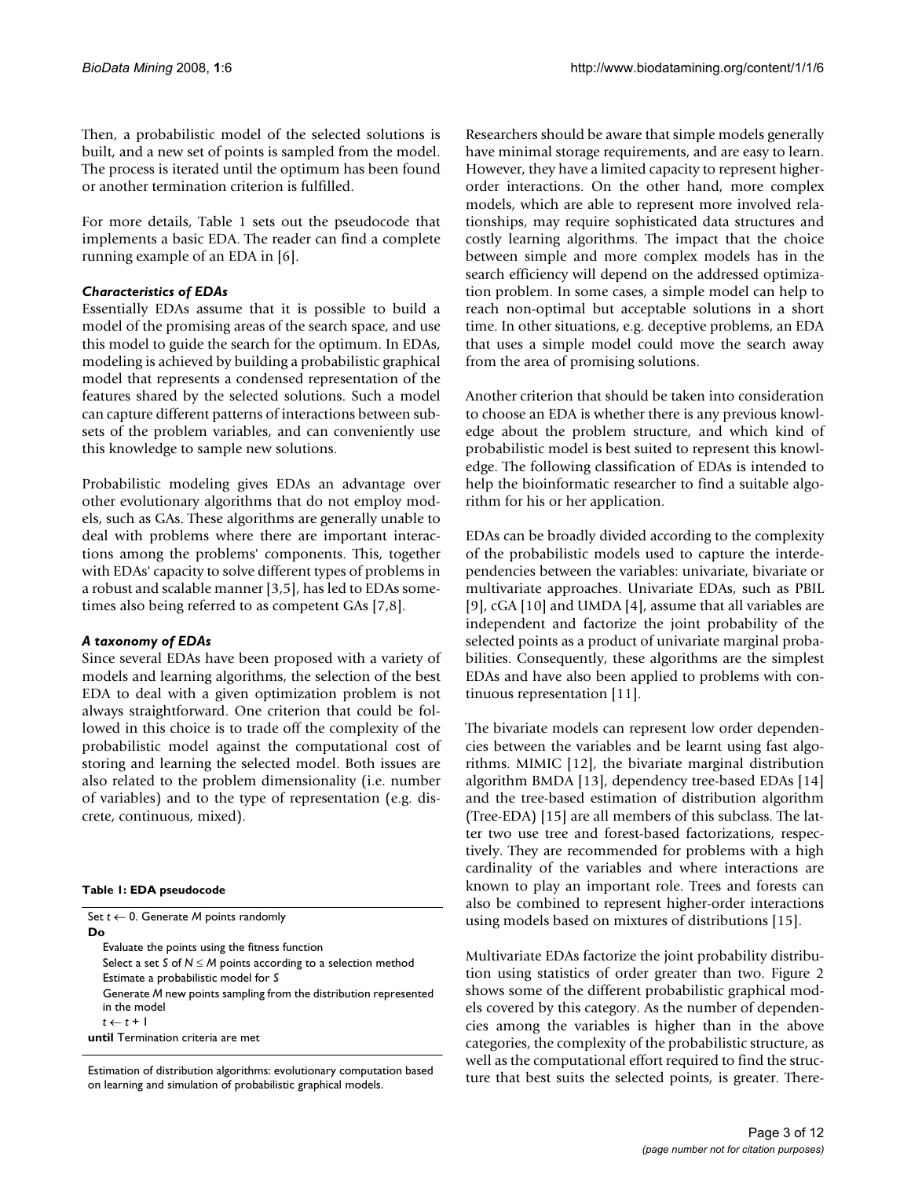Then, a probabilistic model of the selected solutions is built, and a new set of points is sampled from the model. The process is iterated until the optimum has been found or another termination criterion is fulfilled.

For more details, Table 1 sets out the pseudocode that implements a basic EDA. The reader can find a complete running example of an EDA in [6].

### *Characteristics of EDAs*

Essentially EDAs assume that it is possible to build a model of the promising areas of the search space, and use this model to guide the search for the optimum. In EDAs, modeling is achieved by building a probabilistic graphical model that represents a condensed representation of the features shared by the selected solutions. Such a model can capture different patterns of interactions between subsets of the problem variables, and can conveniently use this knowledge to sample new solutions.

Probabilistic modeling gives EDAs an advantage over other evolutionary algorithms that do not employ models, such as GAs. These algorithms are generally unable to deal with problems where there are important interactions among the problems' components. This, together with EDAs' capacity to solve different types of problems in a robust and scalable manner [3,5], has led to EDAs sometimes also being referred to as competent GAs [7,8].

### *A taxonomy of EDAs*

Since several EDAs have been proposed with a variety of models and learning algorithms, the selection of the best EDA to deal with a given optimization problem is not always straightforward. One criterion that could be followed in this choice is to trade off the complexity of the probabilistic model against the computational cost of storing and learning the selected model. Both issues are also related to the problem dimensionality (i.e. number of variables) and to the type of representation (e.g. discrete, continuous, mixed).

**Table 1: EDA pseudocode**

```
Set t ← 0. Generate M points randomly
Do
    Evaluate the points using the fitness function
    Select a set S of N ≤ M points according to a selection method
    Estimate a probabilistic model for S
    Generate M new points sampling from the distribution represented
    in the model
    t ← t + 1
until Termination criteria are met
```

Estimation of distribution algorithms: evolutionary computation based on learning and simulation of probabilistic graphical models.

Researchers should be aware that simple models generally have minimal storage requirements, and are easy to learn. However, they have a limited capacity to represent higher-order interactions. On the other hand, more complex models, which are able to represent more involved relationships, may require sophisticated data structures and costly learning algorithms. The impact that the choice between simple and more complex models has in the search efficiency will depend on the addressed optimization problem. In some cases, a simple model can help to reach non-optimal but acceptable solutions in a short time. In other situations, e.g. deceptive problems, an EDA that uses a simple model could move the search away from the area of promising solutions.

Another criterion that should be taken into consideration to choose an EDA is whether there is any previous knowledge about the problem structure, and which kind of probabilistic model is best suited to represent this knowledge. The following classification of EDAs is intended to help the bioinformatic researcher to find a suitable algorithm for his or her application.

EDAs can be broadly divided according to the complexity of the probabilistic models used to capture the interdependencies between the variables: univariate, bivariate or multivariate approaches. Univariate EDAs, such as PBIL [9], cGA [10] and UMDA [4], assume that all variables are independent and factorize the joint probability of the selected points as a product of univariate marginal probabilities. Consequently, these algorithms are the simplest EDAs and have also been applied to problems with continuous representation [11].

The bivariate models can represent low order dependencies between the variables and be learnt using fast algorithms. MIMIC [12], the bivariate marginal distribution algorithm BMDA [13], dependency tree-based EDAs [14] and the tree-based estimation of distribution algorithm (Tree-EDA) [15] are all members of this subclass. The latter two use tree and forest-based factorizations, respectively. They are recommended for problems with a high cardinality of the variables and where interactions are known to play an important role. Trees and forests can also be combined to represent higher-order interactions using models based on mixtures of distributions [15].

Multivariate EDAs factorize the joint probability distribution using statistics of order greater than two. Figure 2 shows some of the different probabilistic graphical models covered by this category. As the number of dependencies among the variables is higher than in the above categories, the complexity of the probabilistic structure, as well as the computational effort required to find the structure that best suits the selected points, is greater. There-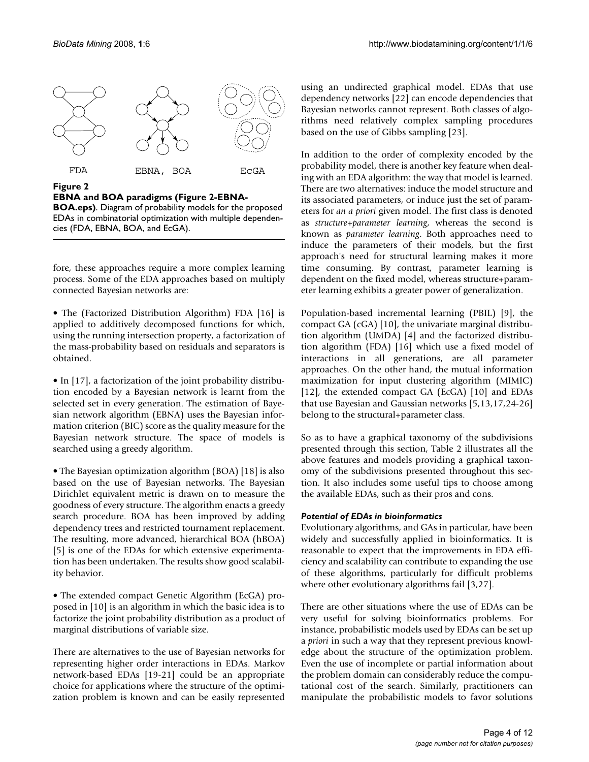FDA EBNA, BOA EcGA

**Figure 2**

**EBNA and BOA paradigms (Figure 2-EBNA-BOA.eps)**. Diagram of probability models for the proposed EDAs in combinatorial optimization with multiple dependencies (FDA, EBNA, BOA, and EcGA).

fore, these approaches require a more complex learning process. Some of the EDA approaches based on multiply connected Bayesian networks are:

• The (Factorized Distribution Algorithm) FDA [16] is applied to additively decomposed functions for which, using the running intersection property, a factorization of the mass-probability based on residuals and separators is obtained.

• In [17], a factorization of the joint probability distribution encoded by a Bayesian network is learnt from the selected set in every generation. The estimation of Bayesian network algorithm (EBNA) uses the Bayesian information criterion (BIC) score as the quality measure for the Bayesian network structure. The space of models is searched using a greedy algorithm.

• The Bayesian optimization algorithm (BOA) [18] is also based on the use of Bayesian networks. The Bayesian Dirichlet equivalent metric is drawn on to measure the goodness of every structure. The algorithm enacts a greedy search procedure. BOA has been improved by adding dependency trees and restricted tournament replacement. The resulting, more advanced, hierarchical BOA (hBOA) [5] is one of the EDAs for which extensive experimentation has been undertaken. The results show good scalability behavior.

• The extended compact Genetic Algorithm (EcGA) proposed in [10] is an algorithm in which the basic idea is to factorize the joint probability distribution as a product of marginal distributions of variable size.

There are alternatives to the use of Bayesian networks for representing higher order interactions in EDAs. Markov network-based EDAs [19-21] could be an appropriate choice for applications where the structure of the optimization problem is known and can be easily represented using an undirected graphical model. EDAs that use dependency networks [22] can encode dependencies that Bayesian networks cannot represent. Both classes of algorithms need relatively complex sampling procedures based on the use of Gibbs sampling [23].

In addition to the order of complexity encoded by the probability model, there is another key feature when dealing with an EDA algorithm: the way that model is learned. There are two alternatives: induce the model structure and its associated parameters, or induce just the set of parameters for *an a priori* given model. The first class is denoted as *structure+parameter learning*, whereas the second is known as *parameter learning*. Both approaches need to induce the parameters of their models, but the first approach's need for structural learning makes it more time consuming. By contrast, parameter learning is dependent on the fixed model, whereas structure+parameter learning exhibits a greater power of generalization.

Population-based incremental learning (PBIL) [9], the compact GA (cGA) [10], the univariate marginal distribution algorithm (UMDA) [4] and the factorized distribution algorithm (FDA) [16] which use a fixed model of interactions in all generations, are all parameter approaches. On the other hand, the mutual information maximization for input clustering algorithm (MIMIC) [12], the extended compact GA (EcGA) [10] and EDAs that use Bayesian and Gaussian networks [5,13,17,24-26] belong to the structural+parameter class.

So as to have a graphical taxonomy of the subdivisions presented through this section, Table 2 illustrates all the above features and models providing a graphical taxonomy of the subdivisions presented throughout this section. It also includes some useful tips to choose among the available EDAs, such as their pros and cons.

### *Potential of EDAs in bioinformatics*

Evolutionary algorithms, and GAs in particular, have been widely and successfully applied in bioinformatics. It is reasonable to expect that the improvements in EDA efficiency and scalability can contribute to expanding the use of these algorithms, particularly for difficult problems where other evolutionary algorithms fail [3,27].

There are other situations where the use of EDAs can be very useful for solving bioinformatics problems. For instance, probabilistic models used by EDAs can be set up a *priori* in such a way that they represent previous knowledge about the structure of the optimization problem. Even the use of incomplete or partial information about the problem domain can considerably reduce the computational cost of the search. Similarly, practitioners can manipulate the probabilistic models to favor solutions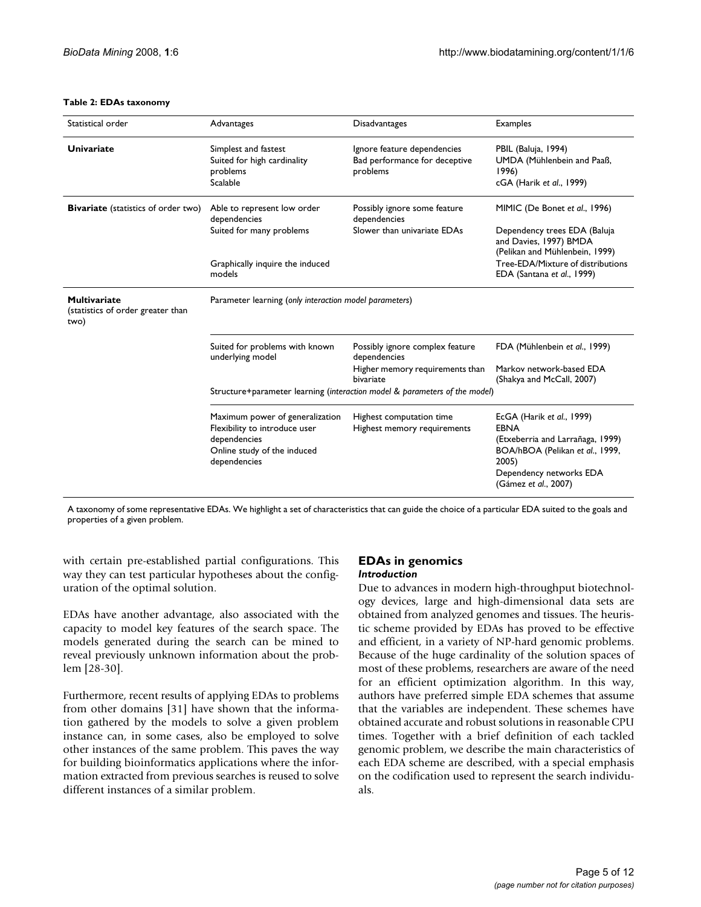**Table 2: EDAs taxonomy**

| Statistical order | Advantages | Disadvantages | Examples |
| --- | --- | --- | --- |
| **Univariate** | Simplest and fastest<br>Suited for high cardinality problems<br>Scalable | Ignore feature dependencies<br>Bad performance for deceptive problems | PBIL (Baluja, 1994)<br>UMDA (Mühlenbein and Paaß, 1996)<br>cGA (Harik *et al*., 1999) |
| **Bivariate** (statistics of order two) | Able to represent low order dependencies<br>Suited for many problems<br>Graphically inquire the induced models | Possibly ignore some feature dependencies<br>Slower than univariate EDAs | MIMIC (De Bonet *et al*., 1996)<br>Dependency trees EDA (Baluja and Davies, 1997) BMDA (Pelikan and Mühlenbein, 1999)<br>Tree-EDA/Mixture of distributions EDA (Santana *et al*., 1999) |
| **Multivariate** (statistics of order greater than two) | Parameter learning (*only interaction model parameters*) | | |
| | Suited for problems with known underlying model | Possibly ignore complex feature dependencies<br>Higher memory requirements than bivariate | FDA (Mühlenbein *et al*., 1999)<br>Markov network-based EDA (Shakya and McCall, 2007) |
| | Structure+parameter learning (*interaction model & parameters of the model*) | | |
| | Maximum power of generalization<br>Flexibility to introduce user dependencies<br>Online study of the induced dependencies | Highest computation time<br>Highest memory requirements | EcGA (Harik *et al*., 1999)<br>EBNA (Etxeberria and Larrañaga, 1999)<br>BOA/hBOA (Pelikan *et al*., 1999, 2005)<br>Dependency networks EDA (Gámez *et al*., 2007) |

A taxonomy of some representative EDAs. We highlight a set of characteristics that can guide the choice of a particular EDA suited to the goals and properties of a given problem.

with certain pre-established partial configurations. This way they can test particular hypotheses about the configuration of the optimal solution.

EDAs have another advantage, also associated with the capacity to model key features of the search space. The models generated during the search can be mined to reveal previously unknown information about the problem [28-30].

Furthermore, recent results of applying EDAs to problems from other domains [31] have shown that the information gathered by the models to solve a given problem instance can, in some cases, also be employed to solve other instances of the same problem. This paves the way for building bioinformatics applications where the information extracted from previous searches is reused to solve different instances of a similar problem.

## EDAs in genomics

### *Introduction*

Due to advances in modern high-throughput biotechnology devices, large and high-dimensional data sets are obtained from analyzed genomes and tissues. The heuristic scheme provided by EDAs has proved to be effective and efficient, in a variety of NP-hard genomic problems. Because of the huge cardinality of the solution spaces of most of these problems, researchers are aware of the need for an efficient optimization algorithm. In this way, authors have preferred simple EDA schemes that assume that the variables are independent. These schemes have obtained accurate and robust solutions in reasonable CPU times. Together with a brief definition of each tackled genomic problem, we describe the main characteristics of each EDA scheme are described, with a special emphasis on the codification used to represent the search individuals.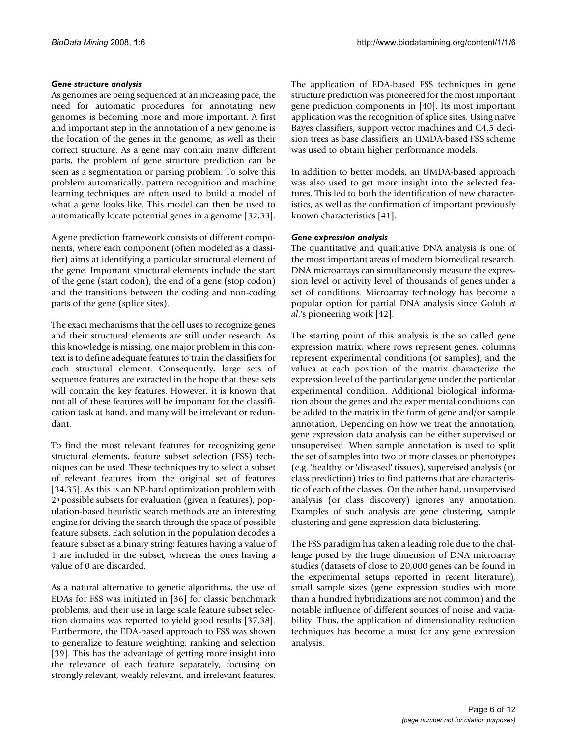### *Gene structure analysis*

As genomes are being sequenced at an increasing pace, the need for automatic procedures for annotating new genomes is becoming more and more important. A first and important step in the annotation of a new genome is the location of the genes in the genome, as well as their correct structure. As a gene may contain many different parts, the problem of gene structure prediction can be seen as a segmentation or parsing problem. To solve this problem automatically, pattern recognition and machine learning techniques are often used to build a model of what a gene looks like. This model can then be used to automatically locate potential genes in a genome [32,33].

A gene prediction framework consists of different components, where each component (often modeled as a classifier) aims at identifying a particular structural element of the gene. Important structural elements include the start of the gene (start codon), the end of a gene (stop codon) and the transitions between the coding and non-coding parts of the gene (splice sites).

The exact mechanisms that the cell uses to recognize genes and their structural elements are still under research. As this knowledge is missing, one major problem in this context is to define adequate features to train the classifiers for each structural element. Consequently, large sets of sequence features are extracted in the hope that these sets will contain the key features. However, it is known that not all of these features will be important for the classification task at hand, and many will be irrelevant or redundant.

To find the most relevant features for recognizing gene structural elements, feature subset selection (FSS) techniques can be used. These techniques try to select a subset of relevant features from the original set of features [34,35]. As this is an NP-hard optimization problem with $2^n$ possible subsets for evaluation (given n features), population-based heuristic search methods are an interesting engine for driving the search through the space of possible feature subsets. Each solution in the population decodes a feature subset as a binary string: features having a value of 1 are included in the subset, whereas the ones having a value of 0 are discarded.

As a natural alternative to genetic algorithms, the use of EDAs for FSS was initiated in [36] for classic benchmark problems, and their use in large scale feature subset selection domains was reported to yield good results [37,38]. Furthermore, the EDA-based approach to FSS was shown to generalize to feature weighting, ranking and selection [39]. This has the advantage of getting more insight into the relevance of each feature separately, focusing on strongly relevant, weakly relevant, and irrelevant features.

The application of EDA-based FSS techniques in gene structure prediction was pioneered for the most important gene prediction components in [40]. Its most important application was the recognition of splice sites. Using naïve Bayes classifiers, support vector machines and C4.5 decision trees as base classifiers, an UMDA-based FSS scheme was used to obtain higher performance models.

In addition to better models, an UMDA-based approach was also used to get more insight into the selected features. This led to both the identification of new characteristics, as well as the confirmation of important previously known characteristics [41].

### *Gene expression analysis*

The quantitative and qualitative DNA analysis is one of the most important areas of modern biomedical research. DNA microarrays can simultaneously measure the expression level or activity level of thousands of genes under a set of conditions. Microarray technology has become a popular option for partial DNA analysis since Golub *et al.*'s pioneering work [42].

The starting point of this analysis is the so called gene expression matrix, where rows represent genes, columns represent experimental conditions (or samples), and the values at each position of the matrix characterize the expression level of the particular gene under the particular experimental condition. Additional biological information about the genes and the experimental conditions can be added to the matrix in the form of gene and/or sample annotation. Depending on how we treat the annotation, gene expression data analysis can be either supervised or unsupervised. When sample annotation is used to split the set of samples into two or more classes or phenotypes (e.g. 'healthy' or 'diseased' tissues), supervised analysis (or class prediction) tries to find patterns that are characteristic of each of the classes. On the other hand, unsupervised analysis (or class discovery) ignores any annotation. Examples of such analysis are gene clustering, sample clustering and gene expression data biclustering.

The FSS paradigm has taken a leading role due to the challenge posed by the huge dimension of DNA microarray studies (datasets of close to 20,000 genes can be found in the experimental setups reported in recent literature), small sample sizes (gene expression studies with more than a hundred hybridizations are not common) and the notable influence of different sources of noise and variability. Thus, the application of dimensionality reduction techniques has become a must for any gene expression analysis.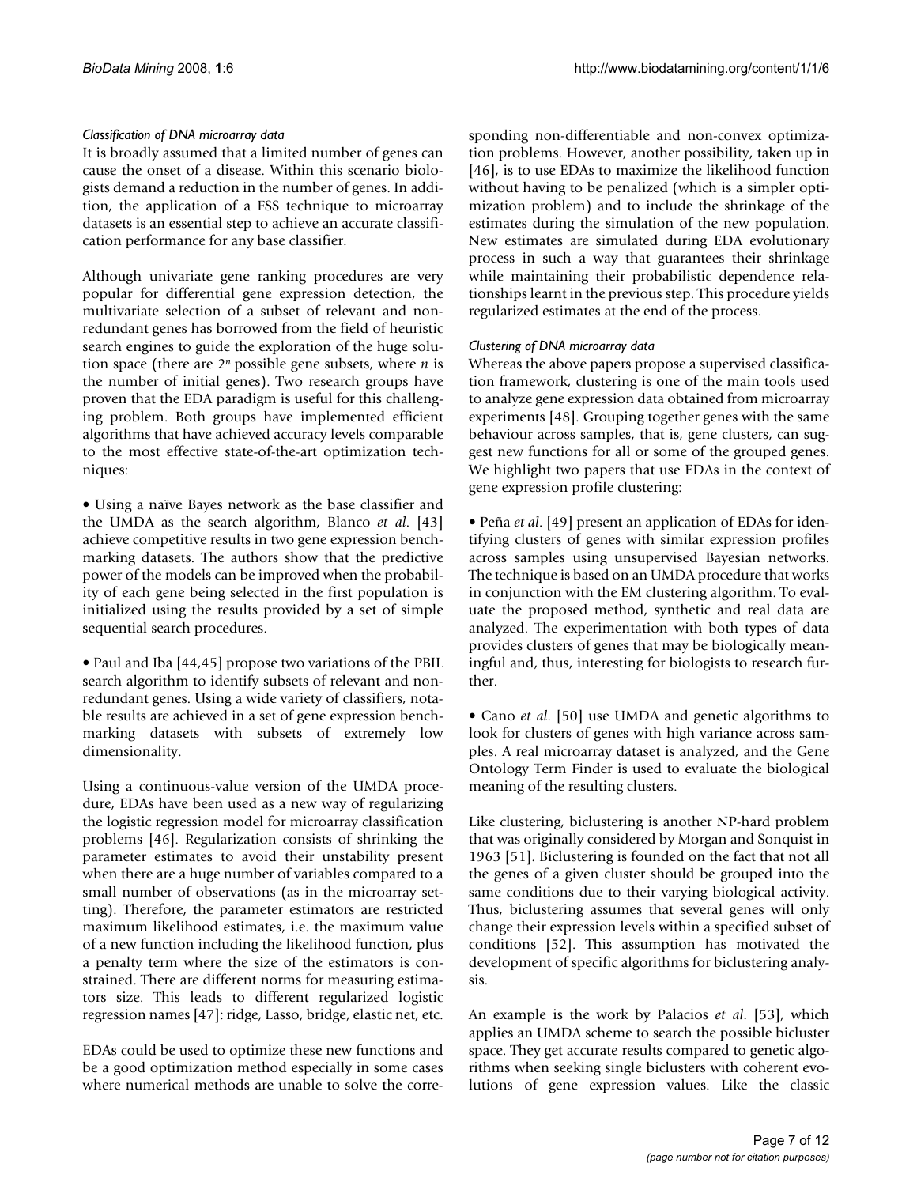### *Classification of DNA microarray data*

It is broadly assumed that a limited number of genes can cause the onset of a disease. Within this scenario biologists demand a reduction in the number of genes. In addition, the application of a FSS technique to microarray datasets is an essential step to achieve an accurate classification performance for any base classifier.

Although univariate gene ranking procedures are very popular for differential gene expression detection, the multivariate selection of a subset of relevant and non-redundant genes has borrowed from the field of heuristic search engines to guide the exploration of the huge solution space (there are $2^n$ possible gene subsets, where $n$ is the number of initial genes). Two research groups have proven that the EDA paradigm is useful for this challenging problem. Both groups have implemented efficient algorithms that have achieved accuracy levels comparable to the most effective state-of-the-art optimization techniques:

• Using a naïve Bayes network as the base classifier and the UMDA as the search algorithm, Blanco *et al.* [43] achieve competitive results in two gene expression benchmarking datasets. The authors show that the predictive power of the models can be improved when the probability of each gene being selected in the first population is initialized using the results provided by a set of simple sequential search procedures.

• Paul and Iba [44,45] propose two variations of the PBIL search algorithm to identify subsets of relevant and non-redundant genes. Using a wide variety of classifiers, notable results are achieved in a set of gene expression benchmarking datasets with subsets of extremely low dimensionality.

Using a continuous-value version of the UMDA procedure, EDAs have been used as a new way of regularizing the logistic regression model for microarray classification problems [46]. Regularization consists of shrinking the parameter estimates to avoid their unstability present when there are a huge number of variables compared to a small number of observations (as in the microarray setting). Therefore, the parameter estimators are restricted maximum likelihood estimates, i.e. the maximum value of a new function including the likelihood function, plus a penalty term where the size of the estimators is constrained. There are different norms for measuring estimators size. This leads to different regularized logistic regression names [47]: ridge, Lasso, bridge, elastic net, etc.

EDAs could be used to optimize these new functions and be a good optimization method especially in some cases where numerical methods are unable to solve the corresponding non-differentiable and non-convex optimization problems. However, another possibility, taken up in [46], is to use EDAs to maximize the likelihood function without having to be penalized (which is a simpler optimization problem) and to include the shrinkage of the estimates during the simulation of the new population. New estimates are simulated during EDA evolutionary process in such a way that guarantees their shrinkage while maintaining their probabilistic dependence relationships learnt in the previous step. This procedure yields regularized estimates at the end of the process.

### *Clustering of DNA microarray data*

Whereas the above papers propose a supervised classification framework, clustering is one of the main tools used to analyze gene expression data obtained from microarray experiments [48]. Grouping together genes with the same behaviour across samples, that is, gene clusters, can suggest new functions for all or some of the grouped genes. We highlight two papers that use EDAs in the context of gene expression profile clustering:

• Peña *et al.* [49] present an application of EDAs for identifying clusters of genes with similar expression profiles across samples using unsupervised Bayesian networks. The technique is based on an UMDA procedure that works in conjunction with the EM clustering algorithm. To evaluate the proposed method, synthetic and real data are analyzed. The experimentation with both types of data provides clusters of genes that may be biologically meaningful and, thus, interesting for biologists to research further.

• Cano *et al.* [50] use UMDA and genetic algorithms to look for clusters of genes with high variance across samples. A real microarray dataset is analyzed, and the Gene Ontology Term Finder is used to evaluate the biological meaning of the resulting clusters.

Like clustering, biclustering is another NP-hard problem that was originally considered by Morgan and Sonquist in 1963 [51]. Biclustering is founded on the fact that not all the genes of a given cluster should be grouped into the same conditions due to their varying biological activity. Thus, biclustering assumes that several genes will only change their expression levels within a specified subset of conditions [52]. This assumption has motivated the development of specific algorithms for biclustering analysis.

An example is the work by Palacios *et al.* [53], which applies an UMDA scheme to search the possible bicluster space. They get accurate results compared to genetic algorithms when seeking single biclusters with coherent evolutions of gene expression values. Like the classic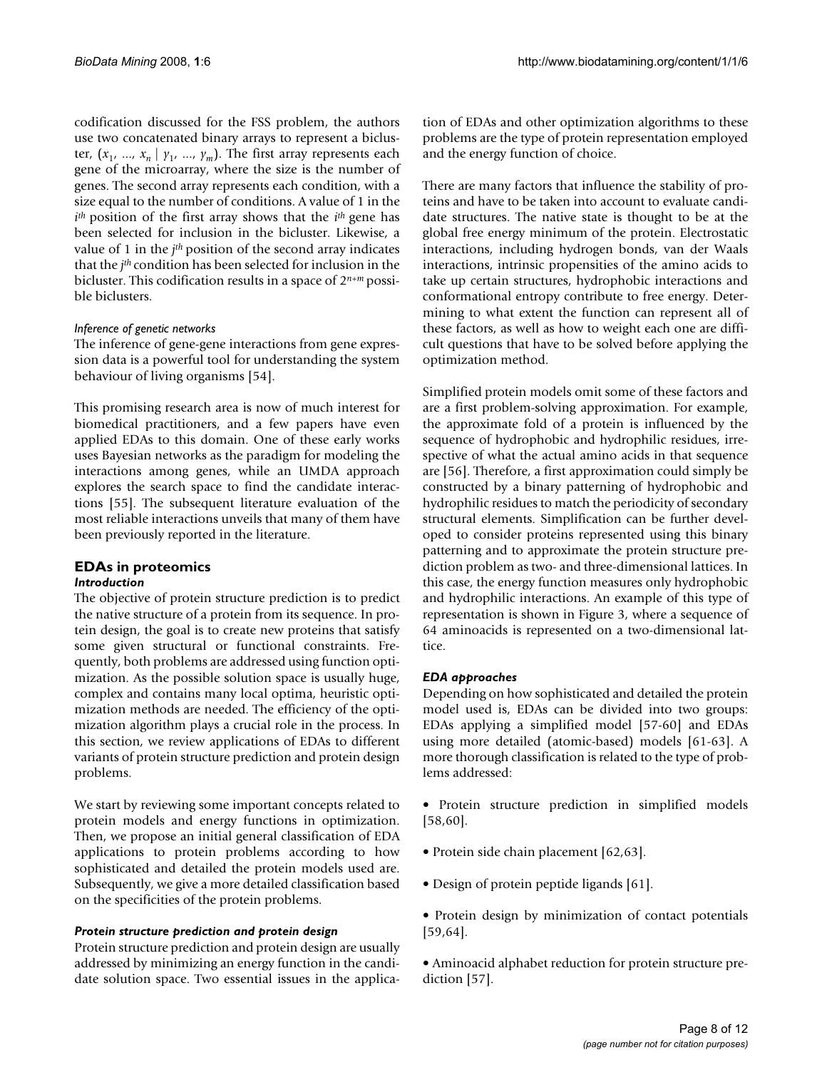codification discussed for the FSS problem, the authors use two concatenated binary arrays to represent a bicluster, $(x_1, ..., x_n \mid y_1, ..., y_m)$. The first array represents each gene of the microarray, where the size is the number of genes. The second array represents each condition, with a size equal to the number of conditions. A value of 1 in the $i^{th}$ position of the first array shows that the $i^{th}$ gene has been selected for inclusion in the bicluster. Likewise, a value of 1 in the $j^{th}$ position of the second array indicates that the $j^{th}$ condition has been selected for inclusion in the bicluster. This codification results in a space of $2^{n+m}$ possible biclusters.

*Inference of genetic networks*

The inference of gene-gene interactions from gene expression data is a powerful tool for understanding the system behaviour of living organisms [54].

This promising research area is now of much interest for biomedical practitioners, and a few papers have even applied EDAs to this domain. One of these early works uses Bayesian networks as the paradigm for modeling the interactions among genes, while an UMDA approach explores the search space to find the candidate interactions [55]. The subsequent literature evaluation of the most reliable interactions unveils that many of them have been previously reported in the literature.

## EDAs in proteomics

### *Introduction*

The objective of protein structure prediction is to predict the native structure of a protein from its sequence. In protein design, the goal is to create new proteins that satisfy some given structural or functional constraints. Frequently, both problems are addressed using function optimization. As the possible solution space is usually huge, complex and contains many local optima, heuristic optimization methods are needed. The efficiency of the optimization algorithm plays a crucial role in the process. In this section, we review applications of EDAs to different variants of protein structure prediction and protein design problems.

We start by reviewing some important concepts related to protein models and energy functions in optimization. Then, we propose an initial general classification of EDA applications to protein problems according to how sophisticated and detailed the protein models used are. Subsequently, we give a more detailed classification based on the specificities of the protein problems.

### *Protein structure prediction and protein design*

Protein structure prediction and protein design are usually addressed by minimizing an energy function in the candidate solution space. Two essential issues in the application of EDAs and other optimization algorithms to these problems are the type of protein representation employed and the energy function of choice.

There are many factors that influence the stability of proteins and have to be taken into account to evaluate candidate structures. The native state is thought to be at the global free energy minimum of the protein. Electrostatic interactions, including hydrogen bonds, van der Waals interactions, intrinsic propensities of the amino acids to take up certain structures, hydrophobic interactions and conformational entropy contribute to free energy. Determining to what extent the function can represent all of these factors, as well as how to weight each one are difficult questions that have to be solved before applying the optimization method.

Simplified protein models omit some of these factors and are a first problem-solving approximation. For example, the approximate fold of a protein is influenced by the sequence of hydrophobic and hydrophilic residues, irrespective of what the actual amino acids in that sequence are [56]. Therefore, a first approximation could simply be constructed by a binary patterning of hydrophobic and hydrophilic residues to match the periodicity of secondary structural elements. Simplification can be further developed to consider proteins represented using this binary patterning and to approximate the protein structure prediction problem as two- and three-dimensional lattices. In this case, the energy function measures only hydrophobic and hydrophilic interactions. An example of this type of representation is shown in Figure 3, where a sequence of 64 aminoacids is represented on a two-dimensional lattice.

### *EDA approaches*

Depending on how sophisticated and detailed the protein model used is, EDAs can be divided into two groups: EDAs applying a simplified model [57-60] and EDAs using more detailed (atomic-based) models [61-63]. A more thorough classification is related to the type of problems addressed:

- Protein structure prediction in simplified models [58,60].
- Protein side chain placement [62,63].
- Design of protein peptide ligands [61].
- Protein design by minimization of contact potentials [59,64].
- Aminoacid alphabet reduction for protein structure prediction [57].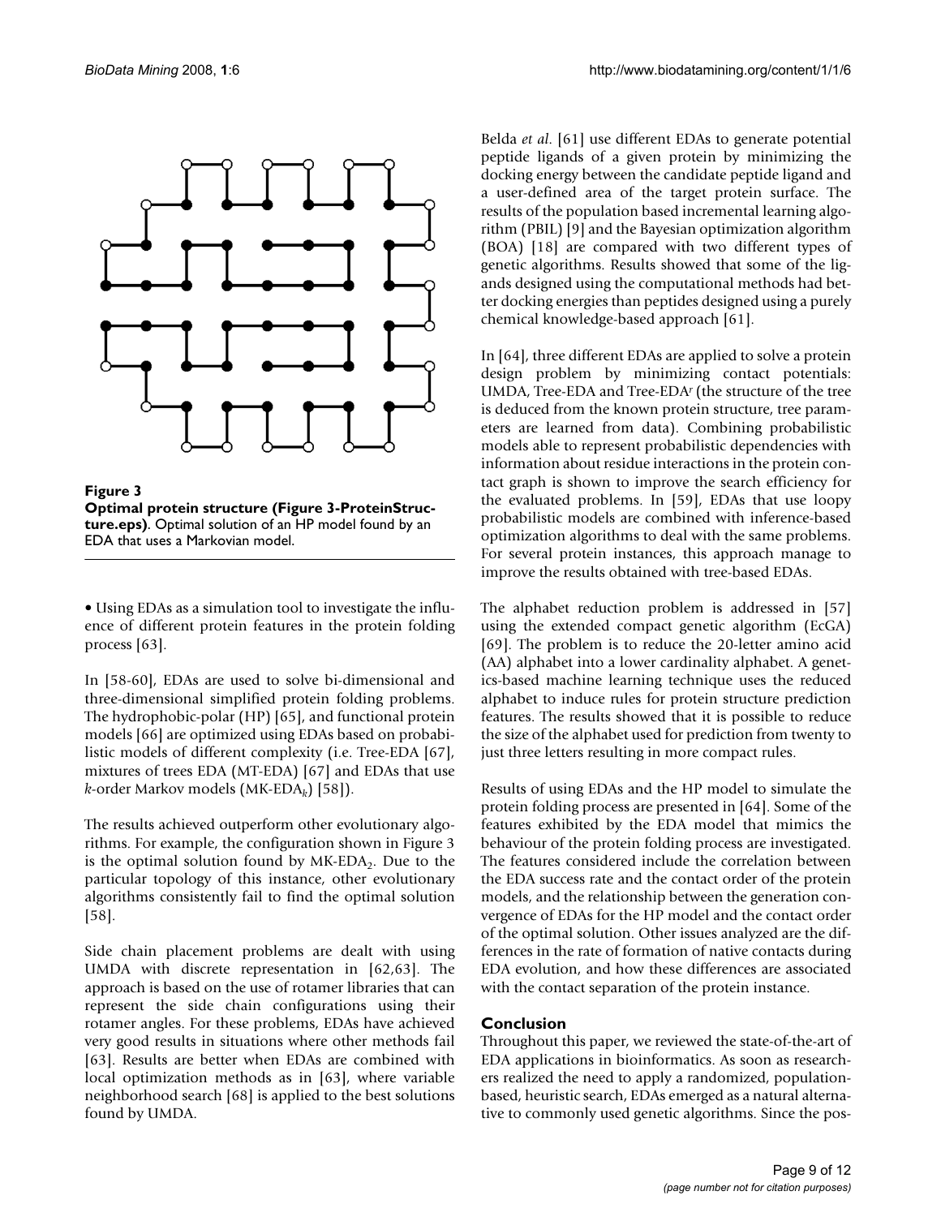**Figure 3**
**Optimal protein structure (Figure 3-ProteinStructure.eps)**. Optimal solution of an HP model found by an EDA that uses a Markovian model.

- Using EDAs as a simulation tool to investigate the influence of different protein features in the protein folding process [63].

In [58-60], EDAs are used to solve bi-dimensional and three-dimensional simplified protein folding problems. The hydrophobic-polar (HP) [65], and functional protein models [66] are optimized using EDAs based on probabilistic models of different complexity (i.e. Tree-EDA [67], mixtures of trees EDA (MT-EDA) [67] and EDAs that use $k$-order Markov models (MK-EDA$_k$) [58]).

The results achieved outperform other evolutionary algorithms. For example, the configuration shown in Figure 3 is the optimal solution found by MK-EDA$_2$. Due to the particular topology of this instance, other evolutionary algorithms consistently fail to find the optimal solution [58].

Side chain placement problems are dealt with using UMDA with discrete representation in [62,63]. The approach is based on the use of rotamer libraries that can represent the side chain configurations using their rotamer angles. For these problems, EDAs have achieved very good results in situations where other methods fail [63]. Results are better when EDAs are combined with local optimization methods as in [63], where variable neighborhood search [68] is applied to the best solutions found by UMDA.

Belda *et al*. [61] use different EDAs to generate potential peptide ligands of a given protein by minimizing the docking energy between the candidate peptide ligand and a user-defined area of the target protein surface. The results of the population based incremental learning algorithm (PBIL) [9] and the Bayesian optimization algorithm (BOA) [18] are compared with two different types of genetic algorithms. Results showed that some of the ligands designed using the computational methods had better docking energies than peptides designed using a purely chemical knowledge-based approach [61].

In [64], three different EDAs are applied to solve a protein design problem by minimizing contact potentials: UMDA, Tree-EDA and Tree-EDA$^r$ (the structure of the tree is deduced from the known protein structure, tree parameters are learned from data). Combining probabilistic models able to represent probabilistic dependencies with information about residue interactions in the protein contact graph is shown to improve the search efficiency for the evaluated problems. In [59], EDAs that use loopy probabilistic models are combined with inference-based optimization algorithms to deal with the same problems. For several protein instances, this approach manage to improve the results obtained with tree-based EDAs.

The alphabet reduction problem is addressed in [57] using the extended compact genetic algorithm (EcGA) [69]. The problem is to reduce the 20-letter amino acid (AA) alphabet into a lower cardinality alphabet. A genetics-based machine learning technique uses the reduced alphabet to induce rules for protein structure prediction features. The results showed that it is possible to reduce the size of the alphabet used for prediction from twenty to just three letters resulting in more compact rules.

Results of using EDAs and the HP model to simulate the protein folding process are presented in [64]. Some of the features exhibited by the EDA model that mimics the behaviour of the protein folding process are investigated. The features considered include the correlation between the EDA success rate and the contact order of the protein models, and the relationship between the generation convergence of EDAs for the HP model and the contact order of the optimal solution. Other issues analyzed are the differences in the rate of formation of native contacts during EDA evolution, and how these differences are associated with the contact separation of the protein instance.

## Conclusion

Throughout this paper, we reviewed the state-of-the-art of EDA applications in bioinformatics. As soon as researchers realized the need to apply a randomized, population-based, heuristic search, EDAs emerged as a natural alternative to commonly used genetic algorithms. Since the pos-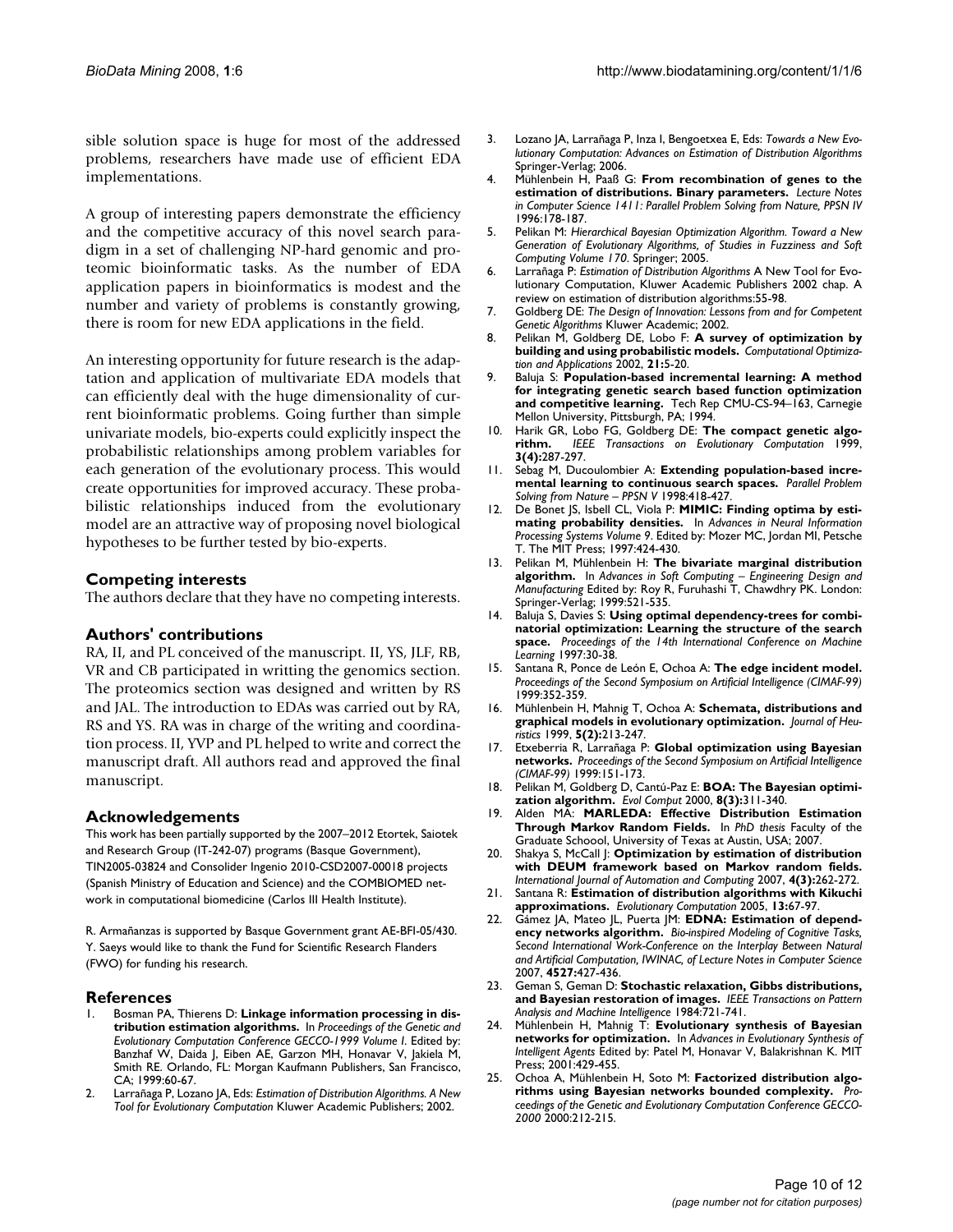sible solution space is huge for most of the addressed problems, researchers have made use of efficient EDA implementations.

A group of interesting papers demonstrate the efficiency and the competitive accuracy of this novel search paradigm in a set of challenging NP-hard genomic and proteomic bioinformatic tasks. As the number of EDA application papers in bioinformatics is modest and the number and variety of problems is constantly growing, there is room for new EDA applications in the field.

An interesting opportunity for future research is the adaptation and application of multivariate EDA models that can efficiently deal with the huge dimensionality of current bioinformatic problems. Going further than simple univariate models, bio-experts could explicitly inspect the probabilistic relationships among problem variables for each generation of the evolutionary process. This would create opportunities for improved accuracy. These probabilistic relationships induced from the evolutionary model are an attractive way of proposing novel biological hypotheses to be further tested by bio-experts.

## Competing interests

The authors declare that they have no competing interests.

## Authors' contributions

RA, II, and PL conceived of the manuscript. II, YS, JLF, RB, VR and CB participated in writting the genomics section. The proteomics section was designed and written by RS and JAL. The introduction to EDAs was carried out by RA, RS and YS. RA was in charge of the writing and coordination process. II, YVP and PL helped to write and correct the manuscript draft. All authors read and approved the final manuscript.

## Acknowledgements

This work has been partially supported by the 2007–2012 Etortek, Saiotek and Research Group (IT-242-07) programs (Basque Government), TIN2005-03824 and Consolider Ingenio 2010-CSD2007-00018 projects (Spanish Ministry of Education and Science) and the COMBIOMED network in computational biomedicine (Carlos III Health Institute).

R. Armañanzas is supported by Basque Government grant AE-BFI-05/430. Y. Saeys would like to thank the Fund for Scientific Research Flanders (FWO) for funding his research.

## References

1. Bosman PA, Thierens D: **Linkage information processing in distribution estimation algorithms.** In *Proceedings of the Genetic and Evolutionary Computation Conference GECCO-1999 Volume I*. Edited by: Banzhaf W, Daida J, Eiben AE, Garzon MH, Honavar V, Jakiela M, Smith RE. Orlando, FL: Morgan Kaufmann Publishers, San Francisco, CA; 1999:60-67.
2. Larrañaga P, Lozano JA, Eds: *Estimation of Distribution Algorithms. A New Tool for Evolutionary Computation* Kluwer Academic Publishers; 2002.
3. Lozano JA, Larrañaga P, Inza I, Bengoetxea E, Eds: *Towards a New Evolutionary Computation: Advances on Estimation of Distribution Algorithms* Springer-Verlag; 2006.
4. Mühlenbein H, Paaß G: **From recombination of genes to the estimation of distributions. Binary parameters.** *Lecture Notes in Computer Science 1411: Parallel Problem Solving from Nature, PPSN IV* 1996:178-187.
5. Pelikan M: *Hierarchical Bayesian Optimization Algorithm. Toward a New Generation of Evolutionary Algorithms, of Studies in Fuzziness and Soft Computing Volume 170*. Springer; 2005.
6. Larrañaga P: *Estimation of Distribution Algorithms* A New Tool for Evolutionary Computation, Kluwer Academic Publishers 2002 chap. A review on estimation of distribution algorithms:55-98.
7. Goldberg DE: *The Design of Innovation: Lessons from and for Competent Genetic Algorithms* Kluwer Academic; 2002.
8. Pelikan M, Goldberg DE, Lobo F: **A survey of optimization by building and using probabilistic models.** *Computational Optimization and Applications* 2002, **21:**5-20.
9. Baluja S: **Population-based incremental learning: A method for integrating genetic search based function optimization and competitive learning.** Tech Rep CMU-CS-94–163, Carnegie Mellon University, Pittsburgh, PA; 1994.
10. Harik GR, Lobo FG, Goldberg DE: **The compact genetic algorithm.** *IEEE Transactions on Evolutionary Computation* 1999, **3(4):**287-297.
11. Sebag M, Ducoulombier A: **Extending population-based incremental learning to continuous search spaces.** *Parallel Problem Solving from Nature – PPSN V* 1998:418-427.
12. De Bonet JS, Isbell CL, Viola P: **MIMIC: Finding optima by estimating probability densities.** In *Advances in Neural Information Processing Systems Volume 9*. Edited by: Mozer MC, Jordan MI, Petsche T. The MIT Press; 1997:424-430.
13. Pelikan M, Mühlenbein H: **The bivariate marginal distribution algorithm.** In *Advances in Soft Computing – Engineering Design and Manufacturing* Edited by: Roy R, Furuhashi T, Chawdhry PK. London: Springer-Verlag; 1999:521-535.
14. Baluja S, Davies S: **Using optimal dependency-trees for combinatorial optimization: Learning the structure of the search space.** *Proceedings of the 14th International Conference on Machine Learning* 1997:30-38.
15. Santana R, Ponce de León E, Ochoa A: **The edge incident model.** *Proceedings of the Second Symposium on Artificial Intelligence (CIMAF-99)* 1999:352-359.
16. Mühlenbein H, Mahnig T, Ochoa A: **Schemata, distributions and graphical models in evolutionary optimization.** *Journal of Heuristics* 1999, **5(2):**213-247.
17. Etxeberria R, Larrañaga P: **Global optimization using Bayesian networks.** *Proceedings of the Second Symposium on Artificial Intelligence (CIMAF-99)* 1999:151-173.
18. Pelikan M, Goldberg D, Cantú-Paz E: **BOA: The Bayesian optimization algorithm.** *Evol Comput* 2000, **8(3):**311-340.
19. Alden MA: **MARLEDA: Effective Distribution Estimation Through Markov Random Fields.** In *PhD thesis* Faculty of the Graduate Schoool, University of Texas at Austin, USA; 2007.
20. Shakya S, McCall J: **Optimization by estimation of distribution with DEUM framework based on Markov random fields.** *International Journal of Automation and Computing* 2007, **4(3):**262-272.
21. Santana R: **Estimation of distribution algorithms with Kikuchi approximations.** *Evolutionary Computation* 2005, **13:**67-97.
22. Gámez JA, Mateo JL, Puerta JM: **EDNA: Estimation of dependency networks algorithm.** *Bio-inspired Modeling of Cognitive Tasks, Second International Work-Conference on the Interplay Between Natural and Artificial Computation, IWINAC, of Lecture Notes in Computer Science* 2007, **4527:**427-436.
23. Geman S, Geman D: **Stochastic relaxation, Gibbs distributions, and Bayesian restoration of images.** *IEEE Transactions on Pattern Analysis and Machine Intelligence* 1984:721-741.
24. Mühlenbein H, Mahnig T: **Evolutionary synthesis of Bayesian networks for optimization.** In *Advances in Evolutionary Synthesis of Intelligent Agents* Edited by: Patel M, Honavar V, Balakrishnan K. MIT Press; 2001:429-455.
25. Ochoa A, Mühlenbein H, Soto M: **Factorized distribution algorithms using Bayesian networks bounded complexity.** *Proceedings of the Genetic and Evolutionary Computation Conference GECCO-2000* 2000:212-215.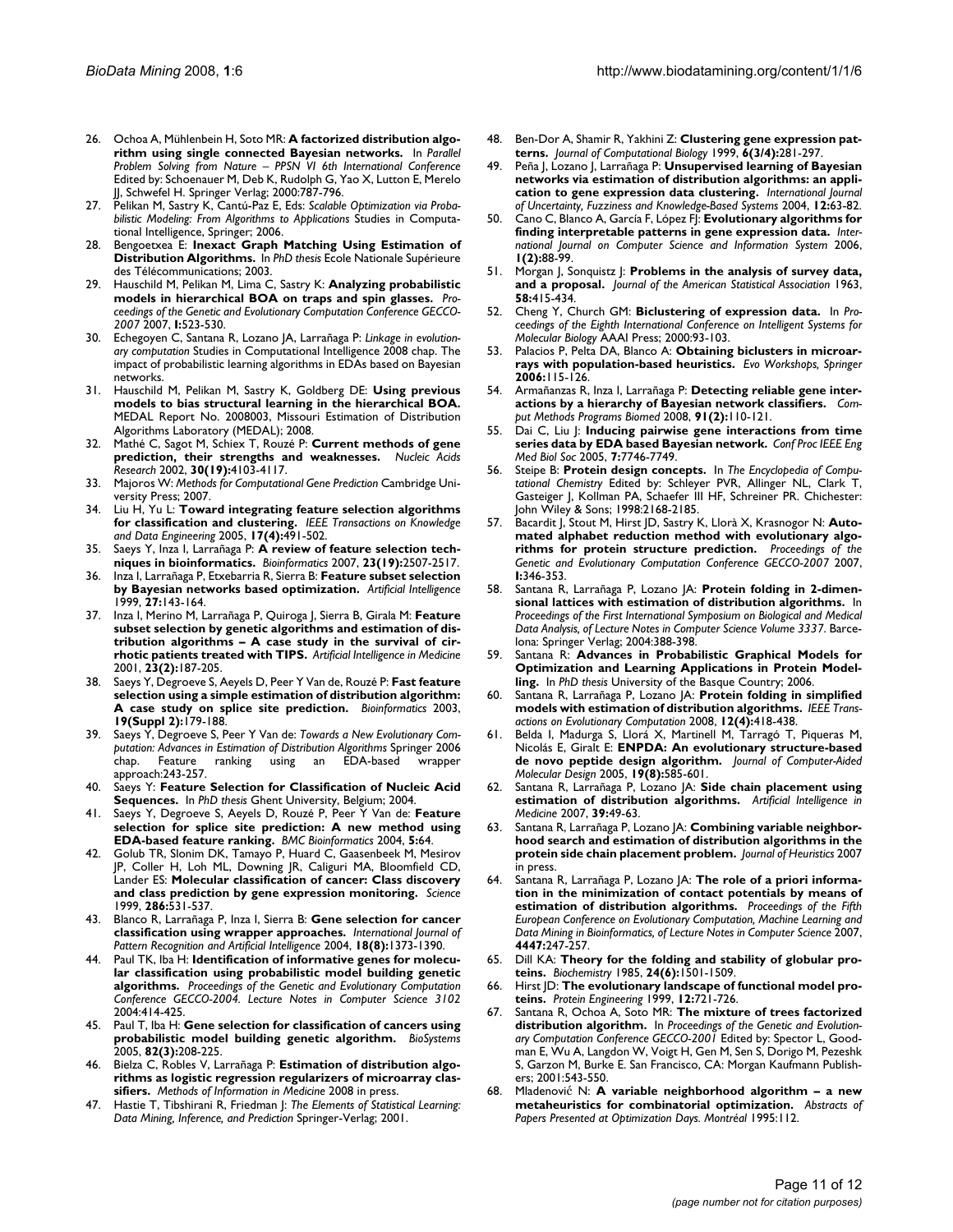26. Ochoa A, Mühlenbein H, Soto MR: **A factorized distribution algorithm using single connected Bayesian networks.** In *Parallel Problem Solving from Nature – PPSN VI 6th International Conference* Edited by: Schoenauer M, Deb K, Rudolph G, Yao X, Lutton E, Merelo JJ, Schwefel H. Springer Verlag; 2000:787-796.
27. Pelikan M, Sastry K, Cantú-Paz E, Eds: *Scalable Optimization via Probabilistic Modeling: From Algorithms to Applications* Studies in Computational Intelligence, Springer; 2006.
28. Bengoetxea E: **Inexact Graph Matching Using Estimation of Distribution Algorithms.** In *PhD thesis* Ecole Nationale Supérieure des Télécommunications; 2003.
29. Hauschild M, Pelikan M, Lima C, Sastry K: **Analyzing probabilistic models in hierarchical BOA on traps and spin glasses.** *Proceedings of the Genetic and Evolutionary Computation Conference GECCO-2007* 2007, **I:**523-530.
30. Echegoyen C, Santana R, Lozano JA, Larrañaga P: *Linkage in evolutionary computation* Studies in Computational Intelligence 2008 chap. The impact of probabilistic learning algorithms in EDAs based on Bayesian networks.
31. Hauschild M, Pelikan M, Sastry K, Goldberg DE: **Using previous models to bias structural learning in the hierarchical BOA.** MEDAL Report No. 2008003, Missouri Estimation of Distribution Algorithms Laboratory (MEDAL); 2008.
32. Mathé C, Sagot M, Schiex T, Rouzé P: **Current methods of gene prediction, their strengths and weaknesses.** *Nucleic Acids Research* 2002, **30(19):**4103-4117.
33. Majoros W: *Methods for Computational Gene Prediction* Cambridge University Press; 2007.
34. Liu H, Yu L: **Toward integrating feature selection algorithms for classification and clustering.** *IEEE Transactions on Knowledge and Data Engineering* 2005, **17(4):**491-502.
35. Saeys Y, Inza I, Larrañaga P: **A review of feature selection techniques in bioinformatics.** *Bioinformatics* 2007, **23(19):**2507-2517.
36. Inza I, Larrañaga P, Etxebarria R, Sierra B: **Feature subset selection by Bayesian networks based optimization.** *Artificial Intelligence* 1999, **27:**143-164.
37. Inza I, Merino M, Larrañaga P, Quiroga J, Sierra B, Girala M: **Feature subset selection by genetic algorithms and estimation of distribution algorithms – A case study in the survival of cirrhotic patients treated with TIPS.** *Artificial Intelligence in Medicine* 2001, **23(2):**187-205.
38. Saeys Y, Degroeve S, Aeyels D, Peer Y Van de, Rouzé P: **Fast feature selection using a simple estimation of distribution algorithm: A case study on splice site prediction.** *Bioinformatics* 2003, **19(Suppl 2):**179-188.
39. Saeys Y, Degroeve S, Peer Y Van de: *Towards a New Evolutionary Computation: Advances in Estimation of Distribution Algorithms* Springer 2006 chap. Feature ranking using an EDA-based wrapper approach:243-257.
40. Saeys Y: **Feature Selection for Classification of Nucleic Acid Sequences.** In *PhD thesis* Ghent University, Belgium; 2004.
41. Saeys Y, Degroeve S, Aeyels D, Rouzé P, Peer Y Van de: **Feature selection for splice site prediction: A new method using EDA-based feature ranking.** *BMC Bioinformatics* 2004, **5:**64.
42. Golub TR, Slonim DK, Tamayo P, Huard C, Gaasenbeek M, Mesirov JP, Coller H, Loh ML, Downing JR, Caligiuri MA, Bloomfield CD, Lander ES: **Molecular classification of cancer: Class discovery and class prediction by gene expression monitoring.** *Science* 1999, **286:**531-537.
43. Blanco R, Larrañaga P, Inza I, Sierra B: **Gene selection for cancer classification using wrapper approaches.** *International Journal of Pattern Recognition and Artificial Intelligence* 2004, **18(8):**1373-1390.
44. Paul TK, Iba H: **Identification of informative genes for molecular classification using probabilistic model building genetic algorithms.** *Proceedings of the Genetic and Evolutionary Computation Conference GECCO-2004. Lecture Notes in Computer Science 3102* 2004:414-425.
45. Paul T, Iba H: **Gene selection for classification of cancers using probabilistic model building genetic algorithm.** *BioSystems* 2005, **82(3):**208-225.
46. Bielza C, Robles V, Larrañaga P: **Estimation of distribution algorithms as logistic regression regularizers of microarray classifiers.** *Methods of Information in Medicine* 2008 in press.
47. Hastie T, Tibshirani R, Friedman J: *The Elements of Statistical Learning: Data Mining, Inference, and Prediction* Springer-Verlag; 2001.
48. Ben-Dor A, Shamir R, Yakhini Z: **Clustering gene expression patterns.** *Journal of Computational Biology* 1999, **6(3/4):**281-297.
49. Peña J, Lozano J, Larrañaga P: **Unsupervised learning of Bayesian networks via estimation of distribution algorithms: an application to gene expression data clustering.** *International Journal of Uncertainty, Fuzziness and Knowledge-Based Systems* 2004, **12:**63-82.
50. Cano C, Blanco A, García F, López FJ: **Evolutionary algorithms for finding interpretable patterns in gene expression data.** *International Journal on Computer Science and Information System* 2006, **1(2):**88-99.
51. Morgan J, Sonquistz J: **Problems in the analysis of survey data, and a proposal.** *Journal of the American Statistical Association* 1963, **58:**415-434.
52. Cheng Y, Church GM: **Biclustering of expression data.** In *Proceedings of the Eighth International Conference on Intelligent Systems for Molecular Biology* AAAI Press; 2000:93-103.
53. Palacios P, Pelta DA, Blanco A: **Obtaining biclusters in microarrays with population-based heuristics.** *Evo Workshops, Springer* **2006:**115-126.
54. Armañanzas R, Inza I, Larrañaga P: **Detecting reliable gene interactions by a hierarchy of Bayesian network classifiers.** *Comput Methods Programs Biomed* 2008, **91(2):**110-121.
55. Dai C, Liu J: **Inducing pairwise gene interactions from time series data by EDA based Bayesian network.** *Conf Proc IEEE Eng Med Biol Soc* 2005, **7:**7746-7749.
56. Steipe B: **Protein design concepts.** In *The Encyclopedia of Computational Chemistry* Edited by: Schleyer PVR, Allinger NL, Clark T, Gasteiger J, Kollman PA, Schaefer III HF, Schreiner PR. Chichester: John Wiley & Sons; 1998:2168-2185.
57. Bacardit J, Stout M, Hirst JD, Sastry K, Llorà X, Krasnogor N: **Automated alphabet reduction method with evolutionary algorithms for protein structure prediction.** *Proceedings of the Genetic and Evolutionary Computation Conference GECCO-2007* 2007, **I:**346-353.
58. Santana R, Larrañaga P, Lozano JA: **Protein folding in 2-dimensional lattices with estimation of distribution algorithms.** In *Proceedings of the First International Symposium on Biological and Medical Data Analysis, of Lecture Notes in Computer Science Volume 3337*. Barcelona: Springer Verlag; 2004:388-398.
59. Santana R: **Advances in Probabilistic Graphical Models for Optimization and Learning Applications in Protein Modelling.** In *PhD thesis* University of the Basque Country; 2006.
60. Santana R, Larrañaga P, Lozano JA: **Protein folding in simplified models with estimation of distribution algorithms.** *IEEE Transactions on Evolutionary Computation* 2008, **12(4):**418-438.
61. Belda I, Madurga S, Llorá X, Martinell M, Tarragó T, Piqueras M, Nicolás E, Giralt E: **ENPDA: An evolutionary structure-based de novo peptide design algorithm.** *Journal of Computer-Aided Molecular Design* 2005, **19(8):**585-601.
62. Santana R, Larrañaga P, Lozano JA: **Side chain placement using estimation of distribution algorithms.** *Artificial Intelligence in Medicine* 2007, **39:**49-63.
63. Santana R, Larrañaga P, Lozano JA: **Combining variable neighborhood search and estimation of distribution algorithms in the protein side chain placement problem.** *Journal of Heuristics* 2007 in press.
64. Santana R, Larrañaga P, Lozano JA: **The role of a priori information in the minimization of contact potentials by means of estimation of distribution algorithms.** *Proceedings of the Fifth European Conference on Evolutionary Computation, Machine Learning and Data Mining in Bioinformatics, of Lecture Notes in Computer Science* 2007, **4447:**247-257.
65. Dill KA: **Theory for the folding and stability of globular proteins.** *Biochemistry* 1985, **24(6):**1501-1509.
66. Hirst JD: **The evolutionary landscape of functional model proteins.** *Protein Engineering* 1999, **12:**721-726.
67. Santana R, Ochoa A, Soto MR: **The mixture of trees factorized distribution algorithm.** In *Proceedings of the Genetic and Evolutionary Computation Conference GECCO-2001* Edited by: Spector L, Goodman E, Wu A, Langdon W, Voigt H, Gen M, Sen S, Dorigo M, Pezeshk S, Garzon M, Burke E. San Francisco, CA: Morgan Kaufmann Publishers; 2001:543-550.
68. Mladenović N: **A variable neighborhood algorithm – a new metaheuristics for combinatorial optimization.** *Abstracts of Papers Presented at Optimization Days. Montréal* 1995:112.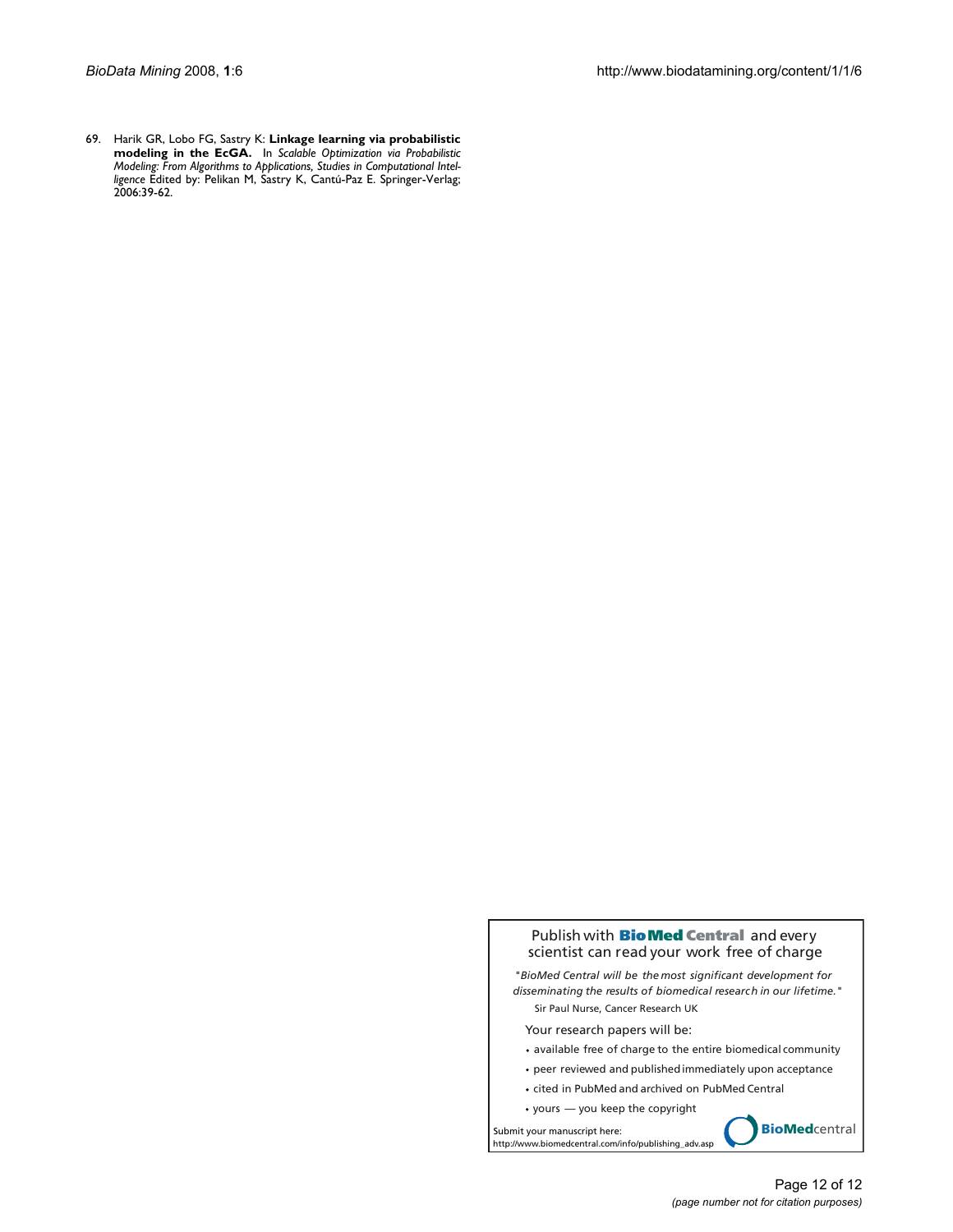69. Harik GR, Lobo FG, Sastry K: **Linkage learning via probabilistic modeling in the EcGA.** In *Scalable Optimization via Probabilistic Modeling: From Algorithms to Applications, Studies in Computational Intelligence* Edited by: Pelikan M, Sastry K, Cantú-Paz E. Springer-Verlag; 2006:39-62.

Publish with **BioMed Central** and every scientist can read your work free of charge

*"BioMed Central will be the most significant development for disseminating the results of biomedical research in our lifetime."*

Sir Paul Nurse, Cancer Research UK

Your research papers will be:

- available free of charge to the entire biomedical community
- peer reviewed and published immediately upon acceptance
- cited in PubMed and archived on PubMed Central
- yours — you keep the copyright

Submit your manuscript here:
http://www.biomedcentral.com/info/publishing_adv.asp

**BioMed**central